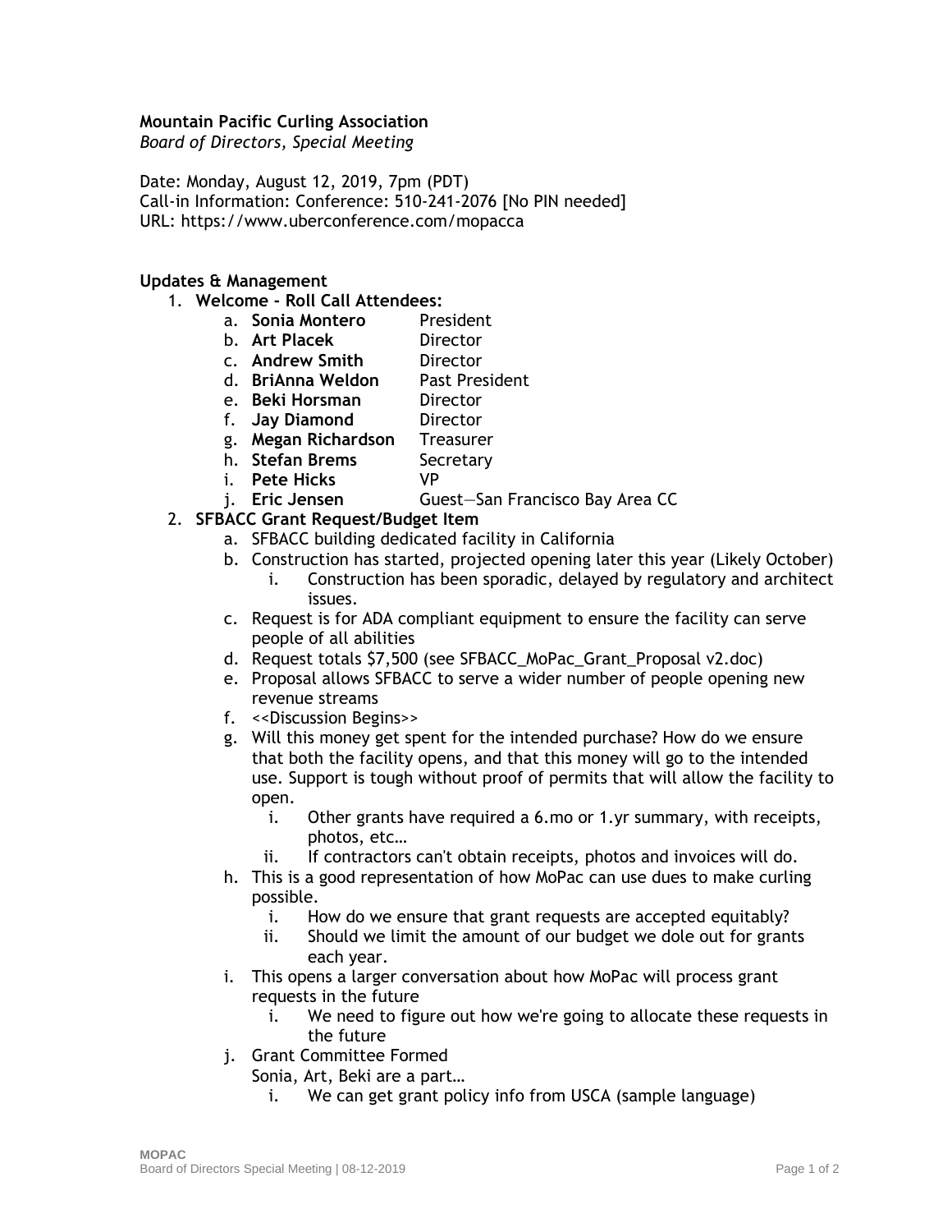**Mountain Pacific Curling Association**
*Board of Directors, Special Meeting*

Date: Monday, August 12, 2019, 7pm (PDT)
Call-in Information: Conference: 510-241-2076 [No PIN needed]
URL: https://www.uberconference.com/mopacca

**Updates & Management**

1. **Welcome - Roll Call Attendees:**
    a. **Sonia Montero** President
    b. **Art Placek** Director
    c. **Andrew Smith** Director
    d. **BriAnna Weldon** Past President
    e. **Beki Horsman** Director
    f. **Jay Diamond** Director
    g. **Megan Richardson** Treasurer
    h. **Stefan Brems** Secretary
    i. **Pete Hicks** VP
    j. **Eric Jensen** Guest—San Francisco Bay Area CC
2. **SFBACC Grant Request/Budget Item**
    a. SFBACC building dedicated facility in California
    b. Construction has started, projected opening later this year (Likely October)
        i. Construction has been sporadic, delayed by regulatory and architect issues.
    c. Request is for ADA compliant equipment to ensure the facility can serve people of all abilities
    d. Request totals $7,500 (see SFBACC_MoPac_Grant_Proposal v2.doc)
    e. Proposal allows SFBACC to serve a wider number of people opening new revenue streams
    f. <<Discussion Begins>>
    g. Will this money get spent for the intended purchase? How do we ensure that both the facility opens, and that this money will go to the intended use. Support is tough without proof of permits that will allow the facility to open.
        i. Other grants have required a 6.mo or 1.yr summary, with receipts, photos, etc…
        ii. If contractors can't obtain receipts, photos and invoices will do.
    h. This is a good representation of how MoPac can use dues to make curling possible.
        i. How do we ensure that grant requests are accepted equitably?
        ii. Should we limit the amount of our budget we dole out for grants each year.
    i. This opens a larger conversation about how MoPac will process grant requests in the future
        i. We need to figure out how we're going to allocate these requests in the future
    j. Grant Committee Formed
       Sonia, Art, Beki are a part…
        i. We can get grant policy info from USCA (sample language)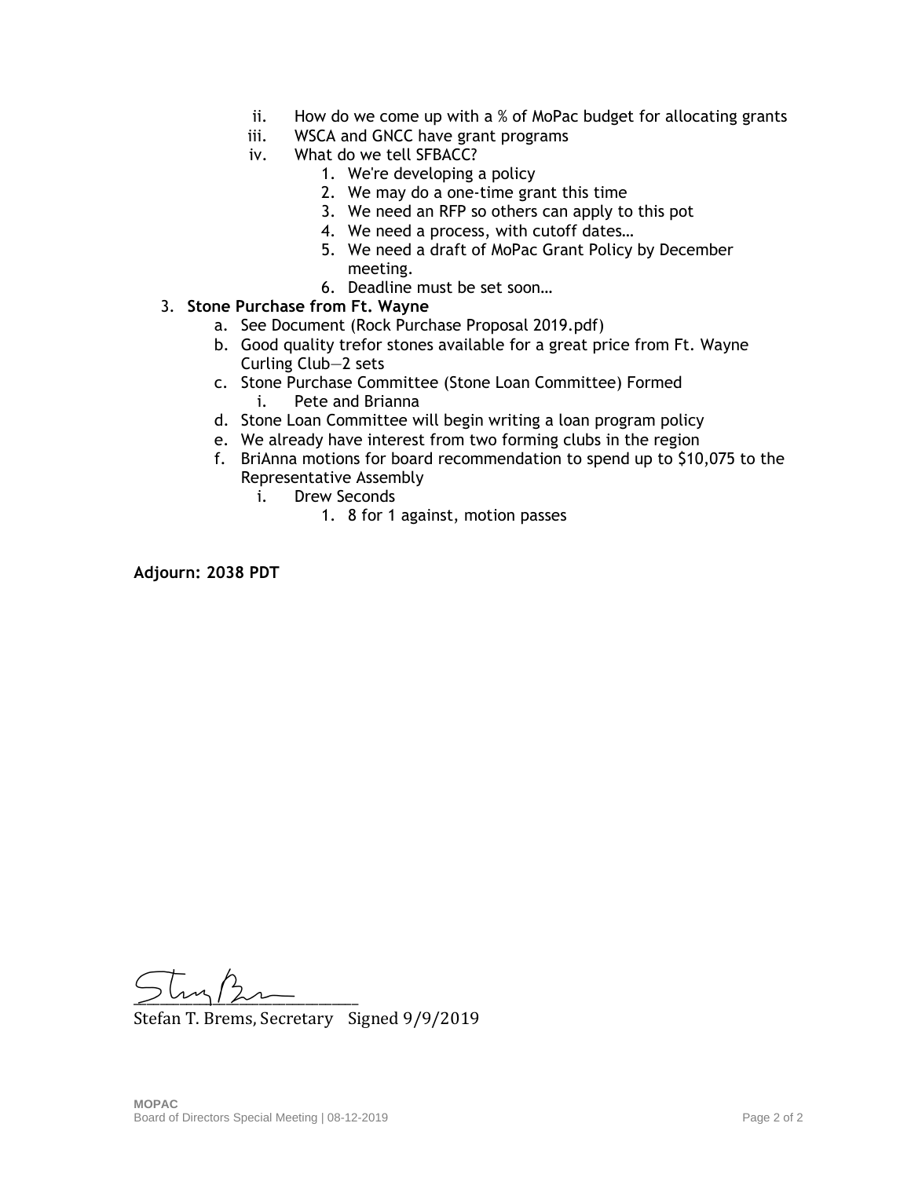- ii. How do we come up with a % of MoPac budget for allocating grants
   - iii. WSCA and GNCC have grant programs
   - iv. What do we tell SFBACC?
     1. We're developing a policy
     2. We may do a one-time grant this time
     3. We need an RFP so others can apply to this pot
     4. We need a process, with cutoff dates…
     5. We need a draft of MoPac Grant Policy by December meeting.
     6. Deadline must be set soon…

3. **Stone Purchase from Ft. Wayne**
   - a. See Document (Rock Purchase Proposal 2019.pdf)
   - b. Good quality trefor stones available for a great price from Ft. Wayne Curling Club—2 sets
   - c. Stone Purchase Committee (Stone Loan Committee) Formed
     - i. Pete and Brianna
   - d. Stone Loan Committee will begin writing a loan program policy
   - e. We already have interest from two forming clubs in the region
   - f. BriAnna motions for board recommendation to spend up to $10,075 to the Representative Assembly
     - i. Drew Seconds
       1. 8 for 1 against, motion passes

**Adjourn: 2038 PDT**

Stefan T. Brems, Secretary Signed 9/9/2019